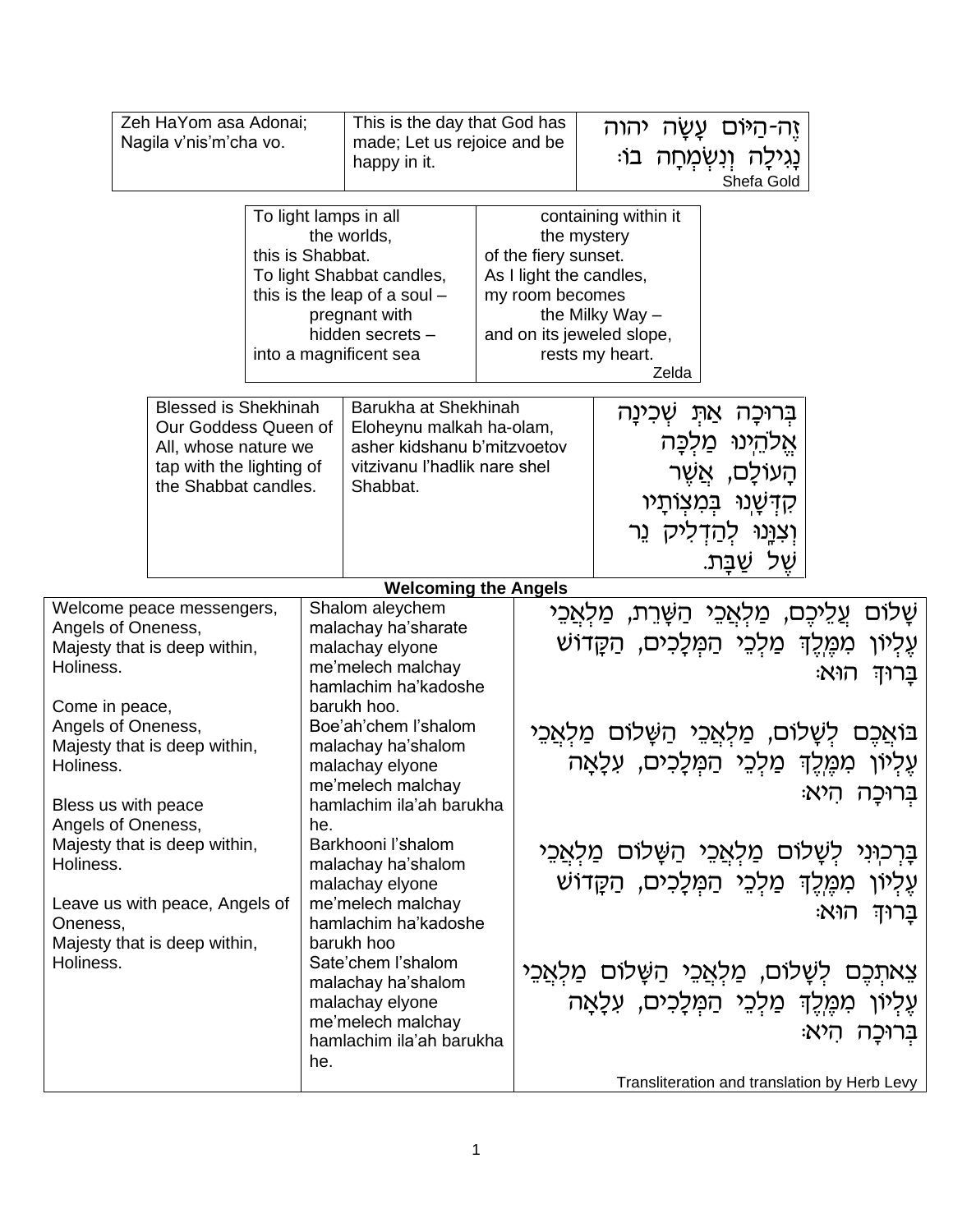| Zeh HaYom asa Adonai; Nagila v'nis'm'cha vo. | This is the day that God has made; Let us rejoice and be happy in it. | זֶה-הַיּוֹם עָשָׂה יהוה נָגִילָה וְנִשְׂמְחָה בוֹ׃ Shefa Gold |
|---|---|---|

| To light lamps in all the worlds, this is Shabbat. To light Shabbat candles, this is the leap of a soul – pregnant with hidden secrets – into a magnificent sea | containing within it the mystery of the fiery sunset. As I light the candles, my room becomes the Milky Way – and on its jeweled slope, rests my heart. Zelda |
|---|---|

| Blessed is Shekhinah Our Goddess Queen of All, whose nature we tap with the lighting of the Shabbat candles. | Barukha at Shekhinah Eloheynu malkah ha-olam, asher kidshanu b'mitzvoetov vitzivanu l'hadlik nare shel Shabbat. | בְּרוּכָה אַתְּ שְׁכִינָה אֱלֹהֵינוּ מַלְכָּה הָעוֹלָם, אֲשֶׁר קִדְּשָׁנוּ בְּמִצְוֹתָיו וְצִוָּנוּ לְהַדְלִיק נֵר שֶׁל שַׁבָּת. |
|---|---|---|

**Welcoming the Angels**

| Welcome peace messengers, Angels of Oneness, Majesty that is deep within, Holiness. | Shalom aleychem malachay ha'sharate malachay elyone me'melech malchay hamlachim ha'kadoshe barukh hoo. | שָׁלוֹם עֲלֵיכֶם, מַלְאֲכֵי הַשָּׁרֵת, מַלְאֲכֵי עֶלְיוֹן מִמֶּלֶךְ מַלְכֵי הַמְּלָכִים, הַקָּדוֹשׁ בָּרוּךְ הוּא׃ |
|---|---|---|
| Come in peace, Angels of Oneness, Majesty that is deep within, Holiness. | Boe'ah'chem l'shalom malachay ha'shalom malachay elyone me'melech malchay hamlachim ila'ah barukha he. | בּוֹאֲכֶם לְשָׁלוֹם, מַלְאֲכֵי הַשָּׁלוֹם מַלְאֲכֵי עֶלְיוֹן מִמֶּלֶךְ מַלְכֵי הַמְּלָכִים, עִלָּאָה בְּרוּכָה הִיא׃ |
| Bless us with peace Angels of Oneness, Majesty that is deep within, Holiness. | Barkhooni l'shalom malachay ha'shalom malachay elyone me'melech malchay hamlachim ha'kadoshe barukh hoo | בָּרְכוּנִי לְשָׁלוֹם מַלְאֲכֵי הַשָּׁלוֹם מַלְאֲכֵי עֶלְיוֹן מִמֶּלֶךְ מַלְכֵי הַמְּלָכִים, הַקָּדוֹשׁ בָּרוּךְ הוּא׃ |
| Leave us with peace, Angels of Oneness, Majesty that is deep within, Holiness. | Sate'chem l'shalom malachay ha'shalom malachay elyone me'melech malchay hamlachim ila'ah barukha he. | צֵאתְכֶם לְשָׁלוֹם, מַלְאֲכֵי הַשָּׁלוֹם מַלְאֲכֵי עֶלְיוֹן מִמֶּלֶךְ מַלְכֵי הַמְּלָכִים, עִלָּאָה בְּרוּכָה הִיא׃ |
| | | Transliteration and translation by Herb Levy |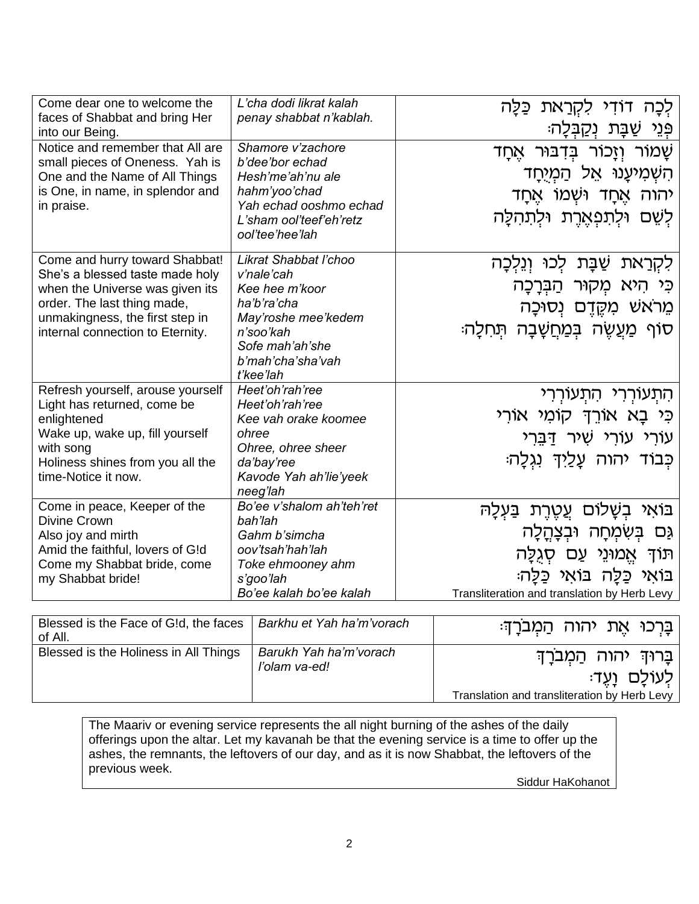| Come dear one to welcome the faces of Shabbat and bring Her into our Being. | *L'cha dodi likrat kalah penay shabbat n'kablah.* | לְכָה דוֹדִי לִקְרַאת כַּלָּה<br>פְּנֵי שַׁבָּת נְקַבְּלָה׃ |
|---|---|---|
| Notice and remember that All are small pieces of Oneness. Yah is One and the Name of All Things is One, in name, in splendor and in praise. | *Shamore v'zachore b'dee'bor echad Hesh'me'ah'nu ale hahm'yoo'chad Yah echad ooshmo echad L'sham ool'teef'eh'retz ool'tee'hee'lah* | שָׁמוֹר וְזָכוֹר בְּדִבּוּר אֶחָד<br>הִשְׁמִיעָנוּ אֵל הַמְיֻחָד<br>יהוה אֶחָד וּשְׁמוֹ אֶחָד<br>לְשֵׁם וּלְתִפְאֶרֶת וְלִתְהִלָּה |
| Come and hurry toward Shabbat! She's a blessed taste made holy when the Universe was given its order. The last thing made, unmakingness, the first step in internal connection to Eternity. | *Likrat Shabbat l'choo v'nale'cah Kee hee m'koor ha'b'ra'cha May'roshe mee'kedem n'soo'kah Sofe mah'ah'she b'mah'cha'sha'vah t'kee'lah* | לִקְרַאת שַׁבָּת לְכוּ וְנֵלְכָה<br>כִּי הִיא מְקוֹר הַבְּרָכָה<br>מֵרֹאשׁ מִקֶּדֶם נְסוּכָה<br>סוֹף מַעֲשֶׂה בְּמַחֲשָׁבָה תְּחִלָּה׃ |
| Refresh yourself, arouse yourself<br>Light has returned, come be enlightened<br>Wake up, wake up, fill yourself with song<br>Holiness shines from you all the time-Notice it now. | *Heet'oh'rah'ree Heet'oh'rah'ree Kee vah orake koomee ohree Ohree, ohree sheer da'bay'ree Kavode Yah ah'lie'yeek neeg'lah* | הִתְעוֹרְרִי הִתְעוֹרְרִי<br>כִּי בָא אוֹרֵךְ קוּמִי אוֹרִי<br>עוּרִי עוּרִי שִׁיר דַּבֵּרִי<br>כְּבוֹד יהוה עָלַיִךְ נִגְלָה׃ |
| Come in peace, Keeper of the Divine Crown<br>Also joy and mirth<br>Amid the faithful, lovers of G!d<br>Come my Shabbat bride, come my Shabbat bride! | *Bo'ee v'shalom ah'teh'ret bah'lah Gahm b'simcha oov'tsah'hah'lah Toke ehmooney ahm s'goo'lah Bo'ee kalah bo'ee kalah* | בּוֹאִי בְשָׁלוֹם עֲטֶרֶת בַּעְלָהּ<br>גַּם בְּשִׂמְחָה וּבְצָהֳלָה<br>תּוֹךְ אֱמוּנֵי עַם סְגֻלָּה<br>בּוֹאִי כַלָּה בּוֹאִי כַלָּה׃<br>Transliteration and translation by Herb Levy |

| Blessed is the Face of G!d, the faces of All. | *Barkhu et Yah ha'm'vorach* | בָּרְכוּ אֶת יהוה הַמְבֹרָךְ׃ |
|---|---|---|
| Blessed is the Holiness in All Things | *Barukh Yah ha'm'vorach l'olam va-ed!* | בָּרוּךְ יהוה הַמְבֹרָךְ<br>לְעוֹלָם וָעֶד׃<br>Translation and transliteration by Herb Levy |

The Maariv or evening service represents the all night burning of the ashes of the daily offerings upon the altar. Let my kavanah be that the evening service is a time to offer up the ashes, the remnants, the leftovers of our day, and as it is now Shabbat, the leftovers of the previous week.

Siddur HaKohanot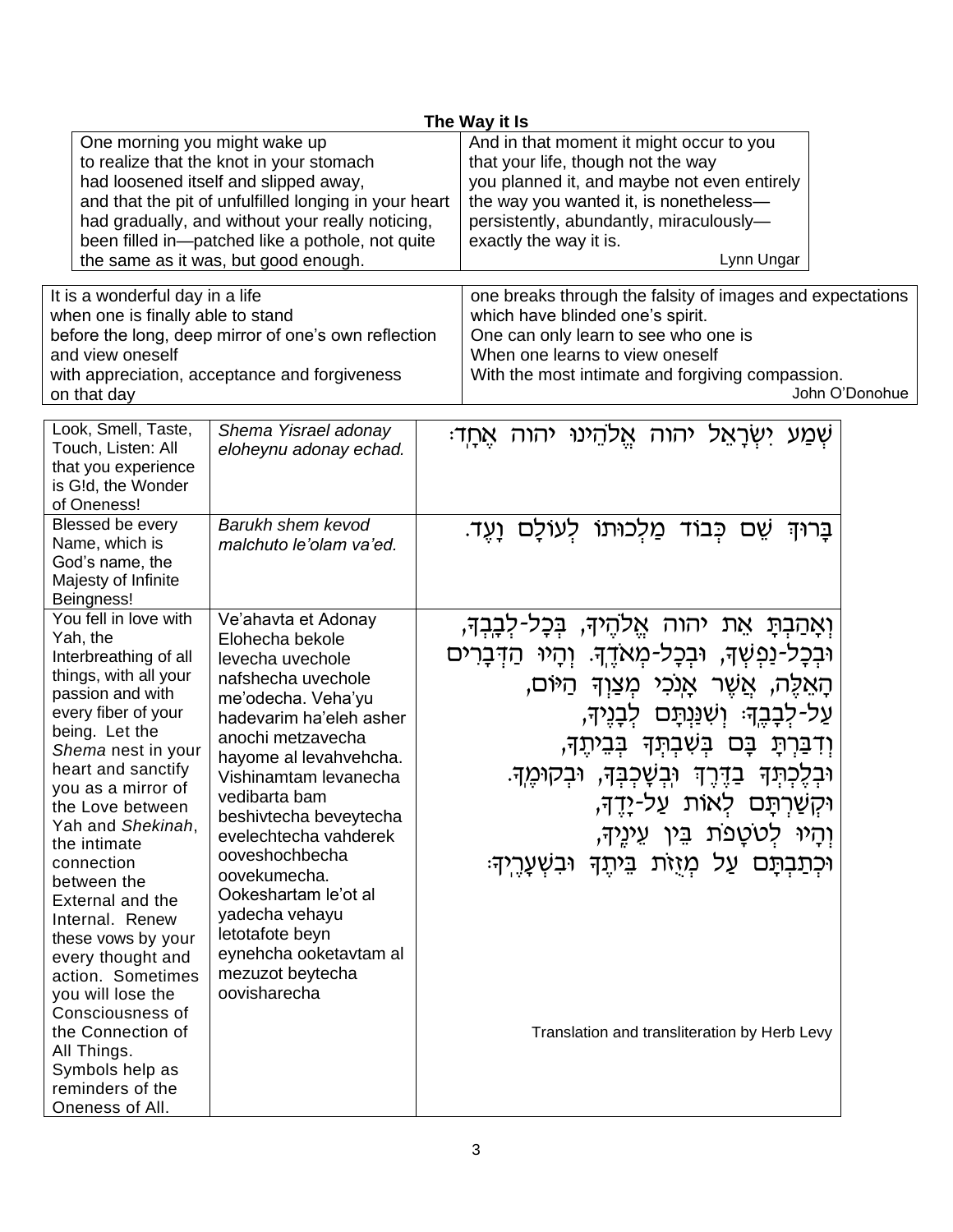## The Way it Is

One morning you might wake up
to realize that the knot in your stomach
had loosened itself and slipped away,
and that the pit of unfulfilled longing in your heart
had gradually, and without your really noticing,
been filled in—patched like a pothole, not quite
the same as it was, but good enough.

And in that moment it might occur to you
that your life, though not the way
you planned it, and maybe not even entirely
the way you wanted it, is nonetheless—
persistently, abundantly, miraculously—
exactly the way it is.

Lynn Ungar

---

It is a wonderful day in a life
when one is finally able to stand
before the long, deep mirror of one's own reflection
and view oneself
with appreciation, acceptance and forgiveness
on that day

one breaks through the falsity of images and expectations
which have blinded one's spirit.
One can only learn to see who one is
When one learns to view oneself
With the most intimate and forgiving compassion.

John O'Donohue

---

| | | |
|---|---|---|
| Look, Smell, Taste, Touch, Listen: All that you experience is G!d, the Wonder of Oneness! | *Shema Yisrael adonay eloheynu adonay echad.* | שְׁמַע יִשְׂרָאֵל יהוה אֱלֹהֵינוּ יהוה אֶחָד׃ |
| Blessed be every Name, which is God's name, the Majesty of Infinite Beingness! | *Barukh shem kevod malchuto le'olam va'ed.* | בָּרוּךְ שֵׁם כְּבוֹד מַלְכוּתוֹ לְעוֹלָם וָעֶד. |
| You fell in love with Yah, the Interbreathing of all things, with all your passion and with every fiber of your being. Let the *Shema* nest in your heart and sanctify you as a mirror of the Love between Yah and *Shekinah*, the intimate connection between the External and the Internal. Renew these vows by your every thought and action. Sometimes you will lose the Consciousness of the Connection of All Things. Symbols help as reminders of the Oneness of All. | Ve'ahavta et Adonay Elohecha bekole levecha uvechole nafshecha uvechole me'odecha. Veha'yu hadevarim ha'eleh asher anochi metzavecha hayome al levahvehcha. Vishinamtam levanecha vedibarta bam beshivtecha beveytecha evelechtecha vahderek ooveshochbecha oovekumecha. Ookeshartam le'ot al yadecha vehayu letotafote beyn eynehcha ooketavtam al mezuzot beytecha oovisharecha | וְאָהַבְתָּ אֵת יהוה אֱלֹהֶיךָ, בְּכָל-לְבָבְךָ, וּבְכָל-נַפְשְׁךָ, וּבְכָל-מְאֹדֶךָ. וְהָיוּ הַדְּבָרִים הָאֵלֶּה, אֲשֶׁר אָנֹכִי מְצַוְּךָ הַיּוֹם, עַל-לְבָבֶךָ׃ וְשִׁנַּנְתָּם לְבָנֶיךָ, וְדִבַּרְתָּ בָּם בְּשִׁבְתְּךָ בְּבֵיתֶךָ, וּבְלֶכְתְּךָ בַדֶּרֶךְ וּבְשָׁכְבְּךָ, וּבְקוּמֶךָ. וּקְשַׁרְתָּם לְאוֹת עַל-יָדֶךָ, וְהָיוּ לְטֹטָפֹת בֵּין עֵינֶיךָ, וּכְתַבְתָּם עַל מְזֻזֹת בֵּיתֶךָ וּבִשְׁעָרֶיךָ׃ Translation and transliteration by Herb Levy |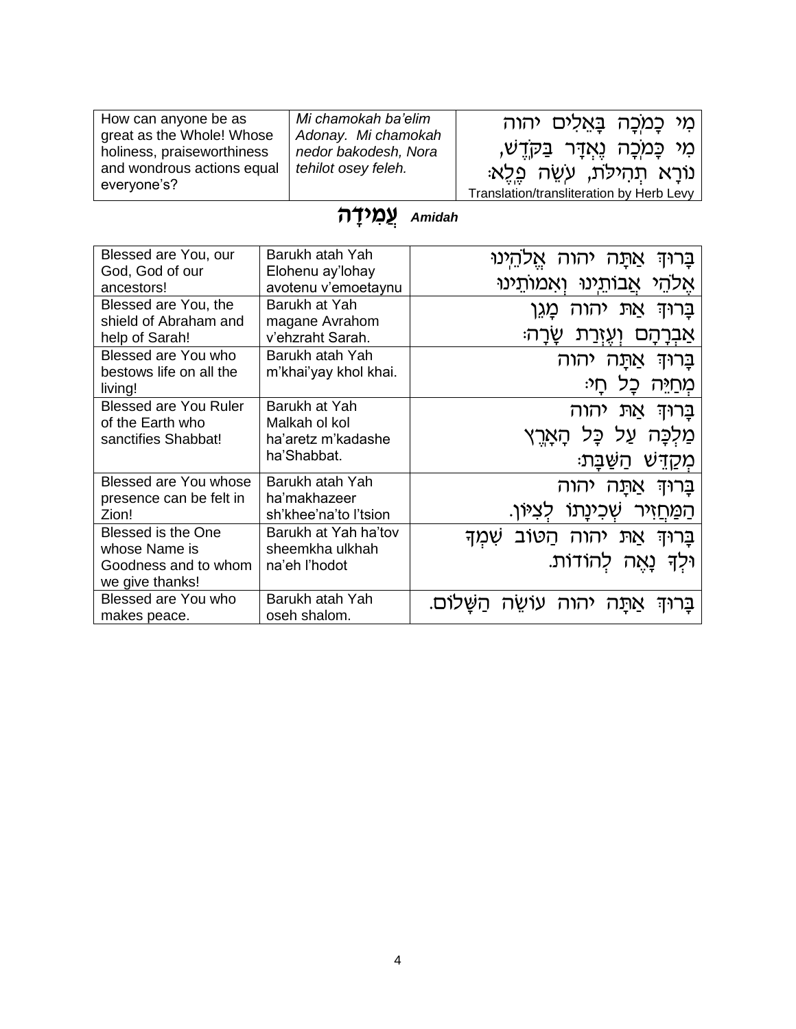| How can anyone be as great as the Whole! Whose holiness, praiseworthiness and wondrous actions equal everyone's? | *Mi chamokah ba'elim Adonay. Mi chamokah nedor bakodesh, Nora tehilot osey feleh.* | מִי כָמֹכָה בָּאֵלִים יהוה מִי כָּמֹכָה נֶאְדָּר בַּקֹּדֶשׁ, נוֹרָא תְהִילֹּת, עֹשֵׂה פֶלֶא׃ Translation/transliteration by Herb Levy |
|---|---|---|

# עֲמִידָה *Amidah*

| Blessed are You, our God, God of our ancestors! | Barukh atah Yah Elohenu ay'lohay avotenu v'emoetaynu | בָּרוּךְ אַתָּה יהוה אֱלֹהֵינוּ אֱלֹהֵי אֲבוֹתֵינוּ וְאִמּוֹתֵינוּ |
|---|---|---|
| Blessed are You, the shield of Abraham and help of Sarah! | Barukh at Yah magane Avrahom v'ehzraht Sarah. | בָּרוּךְ אַתְּ יהוה מָגֵן אַבְרָהָם וְעֶזְרַת שָׂרָה׃ |
| Blessed are You who bestows life on all the living! | Barukh atah Yah m'khai'yay khol khai. | בָּרוּךְ אַתָּה יהוה מְחַיֵּה כָל חָי׃ |
| Blessed are You Ruler of the Earth who sanctifies Shabbat! | Barukh at Yah Malkah ol kol ha'aretz m'kadashe ha'Shabbat. | בָּרוּךְ אַתְּ יהוה מַלְכָּה עַל כָּל הָאָרֶץ מְקַדֵּשׁ הַשַּׁבָּת׃ |
| Blessed are You whose presence can be felt in Zion! | Barukh atah Yah ha'makhazeer sh'khee'na'to l'tsion | בָּרוּךְ אַתָּה יהוה הַמַּחֲזִיר שְׁכִינָתוֹ לְצִיּוֹן. |
| Blessed is the One whose Name is Goodness and to whom we give thanks! | Barukh at Yah ha'tov sheemkha ulkhah na'eh l'hodot | בָּרוּךְ אַתְּ יהוה הַטּוֹב שִׁמְךָ וּלְךָ נָאֶה לְהוֹדוֹת. |
| Blessed are You who makes peace. | Barukh atah Yah oseh shalom. | בָּרוּךְ אַתָּה יהוה עוֹשֵׂה הַשָּׁלוֹם. |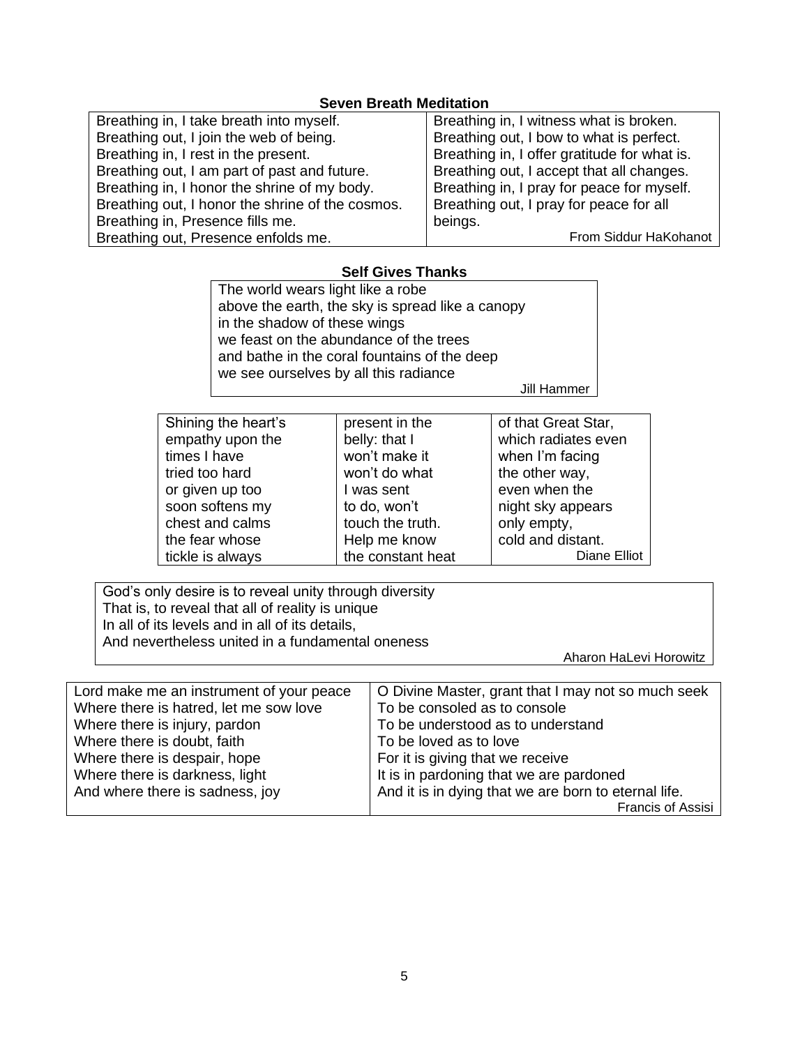### Seven Breath Meditation

Breathing in, I take breath into myself.
Breathing out, I join the web of being.
Breathing in, I rest in the present.
Breathing out, I am part of past and future.
Breathing in, I honor the shrine of my body.
Breathing out, I honor the shrine of the cosmos.
Breathing in, Presence fills me.
Breathing out, Presence enfolds me.
Breathing in, I witness what is broken.
Breathing out, I bow to what is perfect.
Breathing in, I offer gratitude for what is.
Breathing out, I accept that all changes.
Breathing in, I pray for peace for myself.
Breathing out, I pray for peace for all beings.

From Siddur HaKohanot

### Self Gives Thanks

The world wears light like a robe
above the earth, the sky is spread like a canopy
in the shadow of these wings
we feast on the abundance of the trees
and bathe in the coral fountains of the deep
we see ourselves by all this radiance

Jill Hammer

Shining the heart's
empathy upon the
times I have
tried too hard
or given up too
soon softens my
chest and calms
the fear whose
tickle is always
present in the
belly: that I
won't make it
won't do what
I was sent
to do, won't
touch the truth.
Help me know
the constant heat
of that Great Star,
which radiates even
when I'm facing
the other way,
even when the
night sky appears
only empty,
cold and distant.

Diane Elliot

God's only desire is to reveal unity through diversity
That is, to reveal that all of reality is unique
In all of its levels and in all of its details,
And nevertheless united in a fundamental oneness

Aharon HaLevi Horowitz

Lord make me an instrument of your peace
Where there is hatred, let me sow love
Where there is injury, pardon
Where there is doubt, faith
Where there is despair, hope
Where there is darkness, light
And where there is sadness, joy
O Divine Master, grant that I may not so much seek
To be consoled as to console
To be understood as to understand
To be loved as to love
For it is giving that we receive
It is in pardoning that we are pardoned
And it is in dying that we are born to eternal life.

Francis of Assisi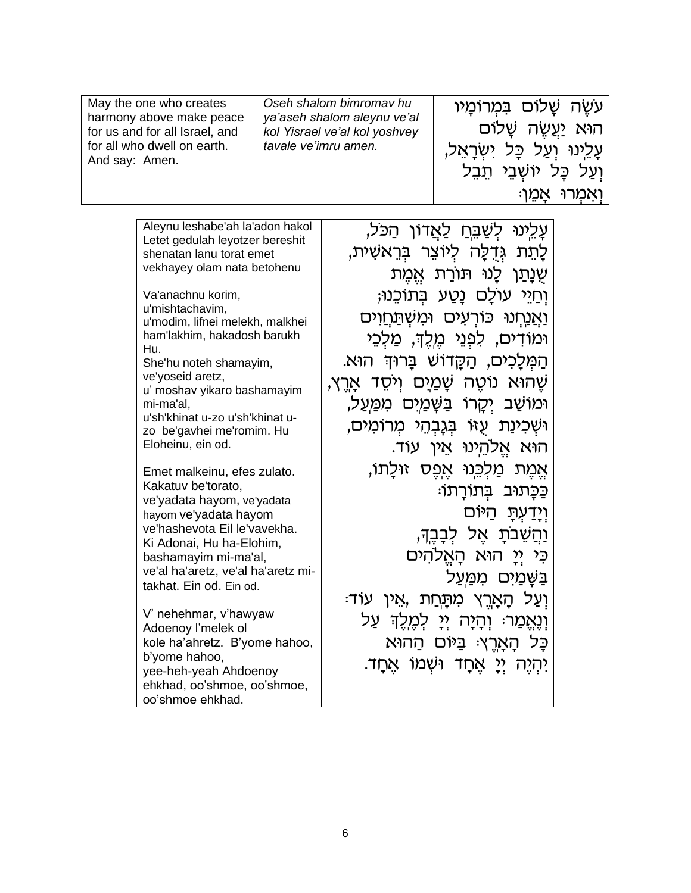| May the one who creates harmony above make peace for us and for all Israel, and for all who dwell on earth. And say: Amen. | *Oseh shalom bimromav hu ya'aseh shalom aleynu ve'al kol Yisrael ve'al kol yoshvey tavale ve'imru amen.* | עֹשֶׂה שָׁלוֹם בִּמְרוֹמָיו הוּא יַעֲשֶׂה שָׁלוֹם עָלֵינוּ וְעַל כָּל יִשְׂרָאֵל, וְעַל כָּל יוֹשְׁבֵי תֵבֵל וְאִמְרוּ אָמֵן׃ |
|---|---|---|

| Aleynu leshabe'ah la'adon hakol Letet gedulah leyotzer bereshit shenatan lanu torat emet vekhayey olam nata betohenu<br><br>Va'anachnu korim, u'mishtachavim, u'modim, lifnei melekh, malkhei ham'lakhim, hakadosh barukh Hu. She'hu noteh shamayim, ve'yoseid aretz, u' moshav yikaro bashamayim mi-ma'al, u'sh'khinat u-zo u'sh'khinat u-zo be'gavhei me'romim. Hu Eloheinu, ein od.<br><br>Emet malkeinu, efes zulato. Kakatuv be'torato, ve'yadata hayom, ve'yadata hayom ve'yadata hayom ve'hashevota Eil le'vavekha. Ki Adonai, Hu ha-Elohim, bashamayim mi-ma'al, ve'al ha'aretz, ve'al ha'aretz mi-takhat. Ein od. Ein od.<br><br>V' nehehmar, v'hawyaw Adoenoy l'melek ol kole ha'ahretz. B'yome hahoo, b'yome hahoo, yee-heh-yeah Ahdoenoy ehkhad, oo'shmoe, oo'shmoe, oo'shmoe ehkhad. | עָלֵינוּ לְשַׁבֵּחַ לַאֲדוֹן הַכֹּל, לָתֵת גְּדֻלָּה לְיוֹצֵר בְּרֵאשִׁית, שֶׁנָּתַן לָנוּ תּוֹרַת אֱמֶת וְחַיֵּי עוֹלָם נָטַע בְּתוֹכֵנוּ; וַאֲנַחְנוּ כּוֹרְעִים וּמִשְׁתַּחֲוִים וּמוֹדִים, לִפְנֵי מֶלֶךְ, מַלְכֵי הַמְּלָכִים, הַקָּדוֹשׁ בָּרוּךְ הוּא. שֶׁהוּא נוֹטֶה שָׁמַיִם וְיֹסֵד אָרֶץ, וּמוֹשַׁב יְקָרוֹ בַּשָּׁמַיִם מִמַּעַל, וּשְׁכִינַת עֻזּוֹ בְּגָבְהֵי מְרוֹמִים, הוּא אֱלֹהֵינוּ אֵין עוֹד. אֱמֶת מַלְכֵּנוּ אֶפֶס זוּלָתוֹ, כַּכָּתוּב בְּתוֹרָתוֹ׃ וְיָדַעְתָּ הַיּוֹם וַהֲשֵׁבֹתָ אֶל לְבָבֶךָ, כִּי יְיָ הוּא הָאֱלֹהִים בַּשָּׁמַיִם מִמַּעַל וְעַל הָאָרֶץ מִתָּחַת ,אֵין עוֹד׃ וְנֶאֱמַר׃ וְהָיָה יְיָ לְמֶלֶךְ עַל כָּל הָאָרֶץ׃ בַּיּוֹם הַהוּא יִהְיֶה יְיָ אֶחָד וּשְׁמוֹ אֶחָד. |
|---|---|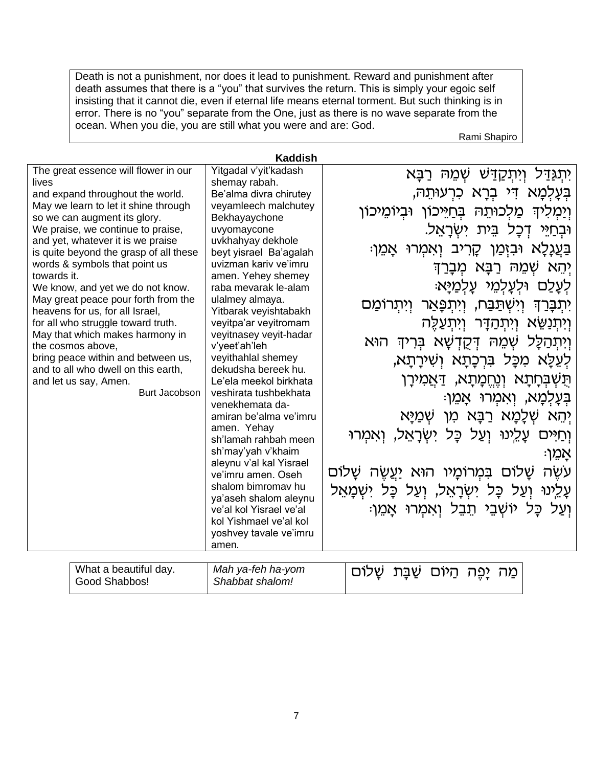Death is not a punishment, nor does it lead to punishment. Reward and punishment after death assumes that there is a "you" that survives the return. This is simply your egoic self insisting that it cannot die, even if eternal life means eternal torment. But such thinking is in error. There is no "you" separate from the One, just as there is no wave separate from the ocean. When you die, you are still what you were and are: God.

Rami Shapiro

**Kaddish**

| | | |
|---|---|---|
| The great essence will flower in our lives and expand throughout the world. May we learn to let it shine through so we can augment its glory. We praise, we continue to praise, and yet, whatever it is we praise is quite beyond the grasp of all these words & symbols that point us towards it. We know, and yet we do not know. May great peace pour forth from the heavens for us, for all Israel, for all who struggle toward truth. May that which makes harmony in the cosmos above, bring peace within and between us, and to all who dwell on this earth, and let us say, Amen. Burt Jacobson | Yitgadal v'yit'kadash shemay rabah. Be'alma divra chirutey veyamleech malchutey Bekhayaychone uvyomaycone uvkhahyay dekhole beyt yisrael Ba'agalah uvizman kariv ve'imru amen. Yehey shemey raba mevarak le-alam ulalmey almaya. Yitbarak veyishtabakh veyitpa'ar veyitromam veyitnasey veyit-hadar v'yeet'ah'leh veyithahlal shemey dekudsha bereek hu. Le'ela meekol birkhata veshirata tushbekhata venekhemata da-amiran be'alma ve'imru amen. Yehay sh'lamah rahbah meen sh'may'yah v'khaim aleynu v'al kal Yisrael ve'imru amen. Oseh shalom bimromav hu ya'aseh shalom aleynu ve'al kol Yisrael ve'al kol Yishmael ve'al kol yoshvey tavale ve'imru amen. | יִתְגַּדַּל וְיִתְקַדַּשׁ שְׁמֵהּ רַבָּא בְּעָלְמָא דִּי בְרָא כִרְעוּתֵהּ, וְיַמְלִיךְ מַלְכוּתֵהּ בְּחַיֵּיכוֹן וּבְיוֹמֵיכוֹן וּבְחַיֵּי דְכָל בֵּית יִשְׂרָאֵל. בַּעֲגָלָא וּבִזְמַן קָרִיב וְאִמְרוּ אָמֵן׃ יְהֵא שְׁמֵהּ רַבָּא מְבָרַךְ לְעָלַם וּלְעָלְמֵי עָלְמַיָּא׃ יִתְבָּרַךְ וְיִשְׁתַּבַּח, וְיִתְפָּאַר וְיִתְרוֹמַם וְיִתְנַשֵּׂא וְיִתְהַדָּר וְיִתְעַלֶּה וְיִתְהַלָּל שְׁמֵהּ דְּקֻדְשָׁא בְּרִיךְ הוּא לְעֵלָּא מִכָּל בִּרְכָתָא וְשִׁירָתָא, תֻּשְׁבְּחָתָא וְנֶחֱמָתָא, דַּאֲמִירָן בְּעָלְמָא, וְאִמְרוּ אָמֵן׃ יְהֵא שְׁלָמָא רַבָּא מִן שְׁמַיָּא וְחַיִּים עָלֵינוּ וְעַל כָּל יִשְׂרָאֵל, וְאִמְרוּ אָמֵן׃ עֹשֶׂה שָׁלוֹם בִּמְרוֹמָיו הוּא יַעֲשֶׂה שָׁלוֹם עָלֵינוּ וְעַל כָּל יִשְׂרָאֵל, וְעַל כָּל יִשְׁמָעֵאל וְעַל כָּל יוֹשְׁבֵי תֵבֵל וְאִמְרוּ אָמֵן׃ |

| | | |
|---|---|---|
| What a beautiful day. Good Shabbos! | *Mah ya-feh ha-yom Shabbat shalom!* | מַה יָּפֶה הַיּוֹם שַׁבָּת שָׁלוֹם |